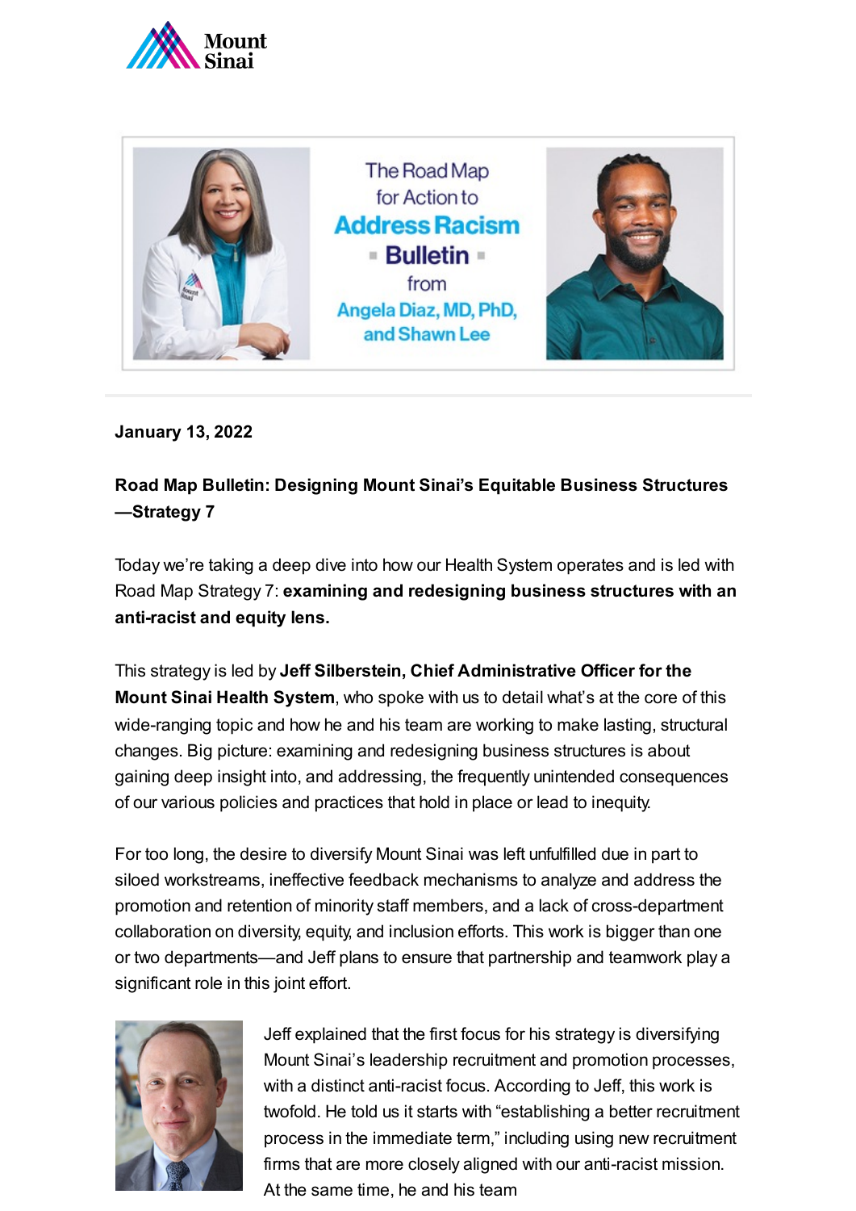Mount Sinai

The Road Map for Action to **Address Racism Bulletin** from Angela Diaz, MD, PhD, and Shawn Lee

**January 13, 2022**

**Road Map Bulletin: Designing Mount Sinai's Equitable Business Structures—Strategy 7**

Today we're taking a deep dive into how our Health System operates and is led with Road Map Strategy 7: **examining and redesigning business structures with an anti-racist and equity lens.**

This strategy is led by **Jeff Silberstein, Chief Administrative Officer for the Mount Sinai Health System**, who spoke with us to detail what's at the core of this wide-ranging topic and how he and his team are working to make lasting, structural changes. Big picture: examining and redesigning business structures is about gaining deep insight into, and addressing, the frequently unintended consequences of our various policies and practices that hold in place or lead to inequity.

For too long, the desire to diversify Mount Sinai was left unfulfilled due in part to siloed workstreams, ineffective feedback mechanisms to analyze and address the promotion and retention of minority staff members, and a lack of cross-department collaboration on diversity, equity, and inclusion efforts. This work is bigger than one or two departments—and Jeff plans to ensure that partnership and teamwork play a significant role in this joint effort.

Jeff explained that the first focus for his strategy is diversifying Mount Sinai's leadership recruitment and promotion processes, with a distinct anti-racist focus. According to Jeff, this work is twofold. He told us it starts with "establishing a better recruitment process in the immediate term," including using new recruitment firms that are more closely aligned with our anti-racist mission. At the same time, he and his team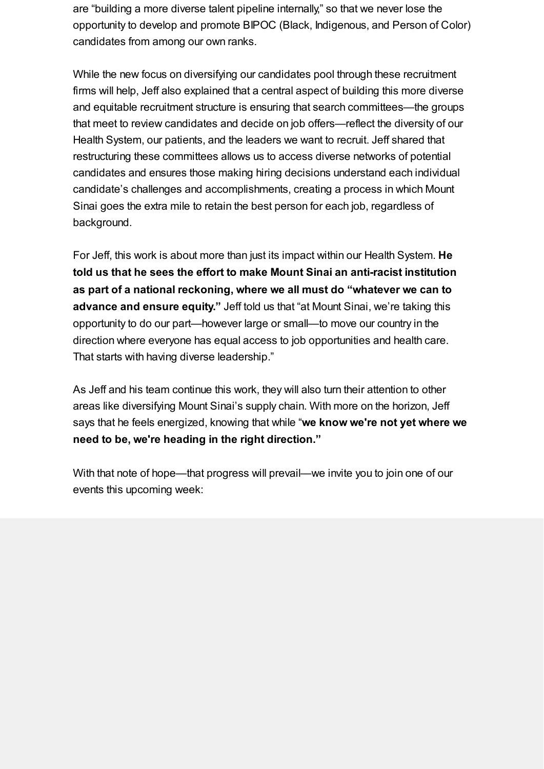are "building a more diverse talent pipeline internally," so that we never lose the opportunity to develop and promote BIPOC (Black, Indigenous, and Person of Color) candidates from among our own ranks.

While the new focus on diversifying our candidates pool through these recruitment firms will help, Jeff also explained that a central aspect of building this more diverse and equitable recruitment structure is ensuring that search committees—the groups that meet to review candidates and decide on job offers—reflect the diversity of our Health System, our patients, and the leaders we want to recruit. Jeff shared that restructuring these committees allows us to access diverse networks of potential candidates and ensures those making hiring decisions understand each individual candidate's challenges and accomplishments, creating a process in which Mount Sinai goes the extra mile to retain the best person for each job, regardless of background.

For Jeff, this work is about more than just its impact within our Health System. **He told us that he sees the effort to make Mount Sinai an anti-racist institution as part of a national reckoning, where we all must do "whatever we can to advance and ensure equity."** Jeff told us that "at Mount Sinai, we're taking this opportunity to do our part—however large or small—to move our country in the direction where everyone has equal access to job opportunities and health care. That starts with having diverse leadership."

As Jeff and his team continue this work, they will also turn their attention to other areas like diversifying Mount Sinai's supply chain. With more on the horizon, Jeff says that he feels energized, knowing that while "**we know we're not yet where we need to be, we're heading in the right direction."**

With that note of hope—that progress will prevail—we invite you to join one of our events this upcoming week: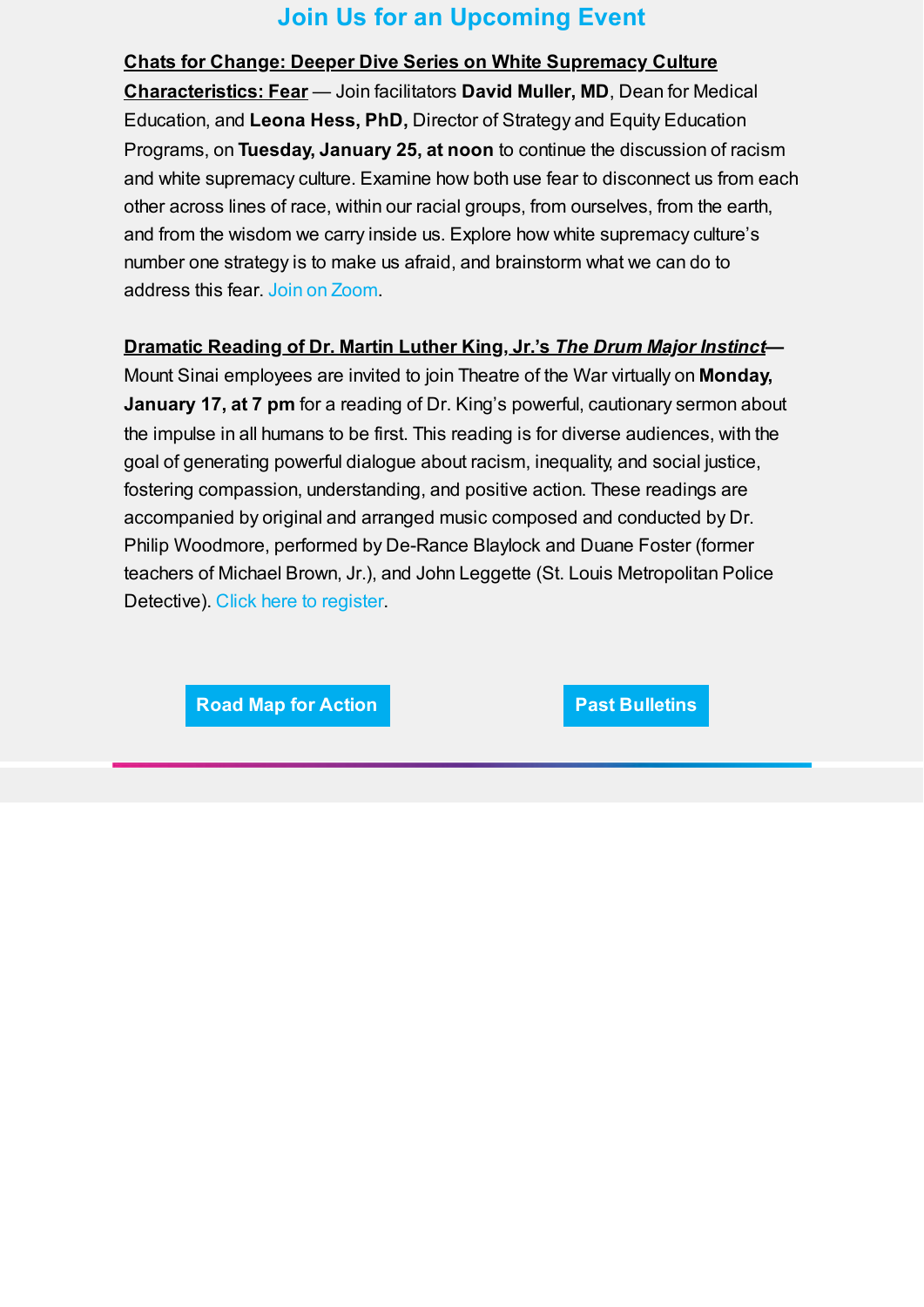## Join Us for an Upcoming Event

**Chats for Change: Deeper Dive Series on White Supremacy Culture Characteristics: Fear** — Join facilitators **David Muller, MD**, Dean for Medical Education, and **Leona Hess, PhD,** Director of Strategy and Equity Education Programs, on **Tuesday, January 25, at noon** to continue the discussion of racism and white supremacy culture. Examine how both use fear to disconnect us from each other across lines of race, within our racial groups, from ourselves, from the earth, and from the wisdom we carry inside us. Explore how white supremacy culture's number one strategy is to make us afraid, and brainstorm what we can do to address this fear. Join on Zoom.

**Dramatic Reading of Dr. Martin Luther King, Jr.'s *The Drum Major Instinct*—** Mount Sinai employees are invited to join Theatre of the War virtually on **Monday, January 17, at 7 pm** for a reading of Dr. King's powerful, cautionary sermon about the impulse in all humans to be first. This reading is for diverse audiences, with the goal of generating powerful dialogue about racism, inequality, and social justice, fostering compassion, understanding, and positive action. These readings are accompanied by original and arranged music composed and conducted by Dr. Philip Woodmore, performed by De-Rance Blaylock and Duane Foster (former teachers of Michael Brown, Jr.), and John Leggette (St. Louis Metropolitan Police Detective). Click here to register.

Road Map for Action

Past Bulletins